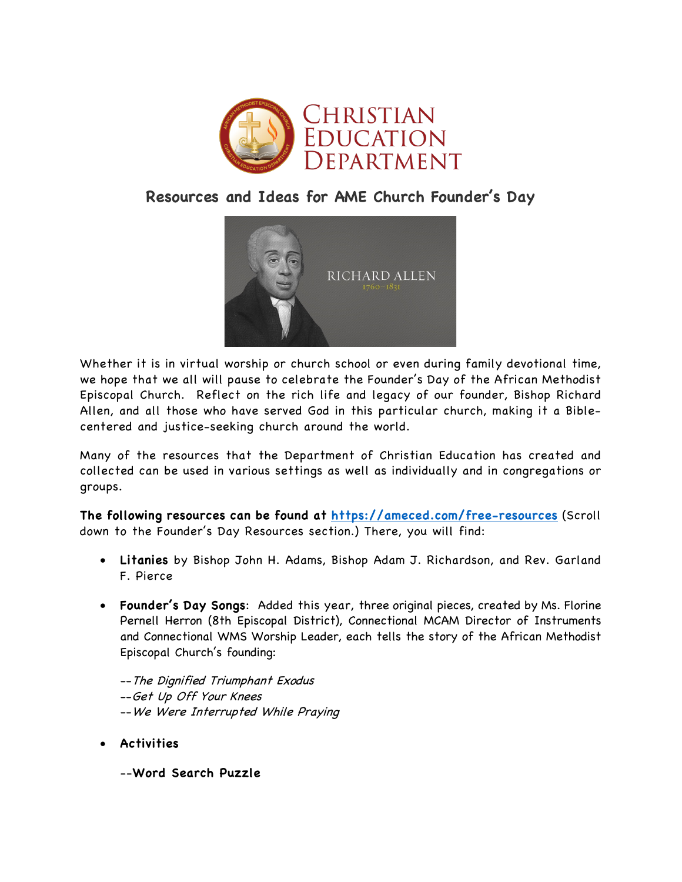# Christian Education Department

## Resources and Ideas for AME Church Founder's Day

RICHARD ALLEN
1760–1831

Whether it is in virtual worship or church school or even during family devotional time, we hope that we all will pause to celebrate the Founder's Day of the African Methodist Episcopal Church. Reflect on the rich life and legacy of our founder, Bishop Richard Allen, and all those who have served God in this particular church, making it a Bible-centered and justice-seeking church around the world.

Many of the resources that the Department of Christian Education has created and collected can be used in various settings as well as individually and in congregations or groups.

**The following resources can be found at [https://ameced.com/free-resources](https://ameced.com/free-resources)** (Scroll down to the Founder's Day Resources section.) There, you will find:

- **Litanies** by Bishop John H. Adams, Bishop Adam J. Richardson, and Rev. Garland F. Pierce

- **Founder's Day Songs**: Added this year, three original pieces, created by Ms. Florine Pernell Herron (8th Episcopal District), Connectional MCAM Director of Instruments and Connectional WMS Worship Leader, each tells the story of the African Methodist Episcopal Church's founding:

  --*The Dignified Triumphant Exodus*
  --*Get Up Off Your Knees*
  --*We Were Interrupted While Praying*

- **Activities**

  --**Word Search Puzzle**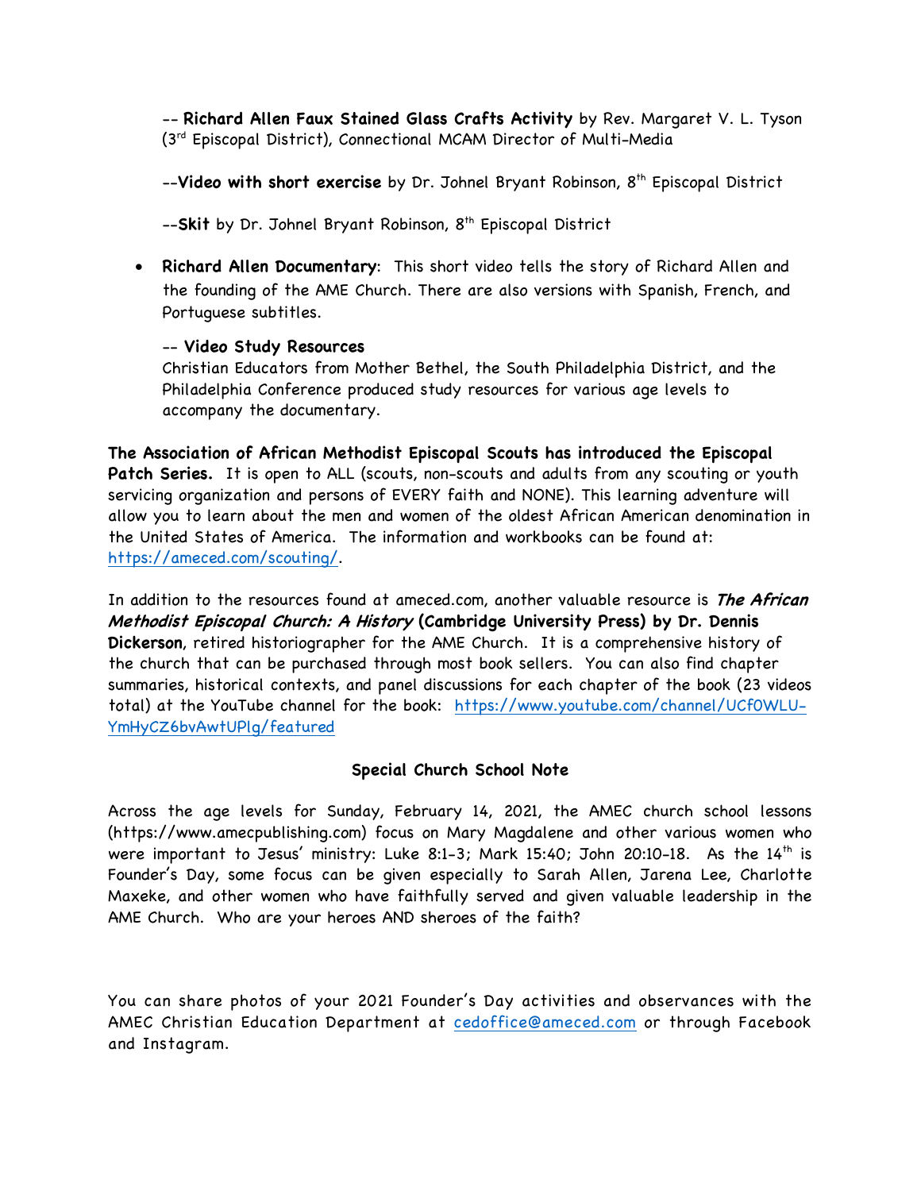-- **Richard Allen Faux Stained Glass Crafts Activity** by Rev. Margaret V. L. Tyson (3rd Episcopal District), Connectional MCAM Director of Multi-Media

--**Video with short exercise** by Dr. Johnel Bryant Robinson, 8th Episcopal District

--**Skit** by Dr. Johnel Bryant Robinson, 8th Episcopal District

- **Richard Allen Documentary**: This short video tells the story of Richard Allen and the founding of the AME Church. There are also versions with Spanish, French, and Portuguese subtitles.

  -- **Video Study Resources**
  Christian Educators from Mother Bethel, the South Philadelphia District, and the Philadelphia Conference produced study resources for various age levels to accompany the documentary.

**The Association of African Methodist Episcopal Scouts has introduced the Episcopal Patch Series.** It is open to ALL (scouts, non-scouts and adults from any scouting or youth servicing organization and persons of EVERY faith and NONE). This learning adventure will allow you to learn about the men and women of the oldest African American denomination in the United States of America. The information and workbooks can be found at: https://ameced.com/scouting/.

In addition to the resources found at ameced.com, another valuable resource is ***The African Methodist Episcopal Church: A History*** **(Cambridge University Press) by Dr. Dennis Dickerson**, retired historiographer for the AME Church. It is a comprehensive history of the church that can be purchased through most book sellers. You can also find chapter summaries, historical contexts, and panel discussions for each chapter of the book (23 videos total) at the YouTube channel for the book: https://www.youtube.com/channel/UCf0WLU-YmHyCZ6bvAwtUPlg/featured

**Special Church School Note**

Across the age levels for Sunday, February 14, 2021, the AMEC church school lessons (https://www.amecpublishing.com) focus on Mary Magdalene and other various women who were important to Jesus' ministry: Luke 8:1-3; Mark 15:40; John 20:10-18. As the 14th is Founder's Day, some focus can be given especially to Sarah Allen, Jarena Lee, Charlotte Maxeke, and other women who have faithfully served and given valuable leadership in the AME Church. Who are your heroes AND sheroes of the faith?

You can share photos of your 2021 Founder's Day activities and observances with the AMEC Christian Education Department at cedoffice@ameced.com or through Facebook and Instagram.